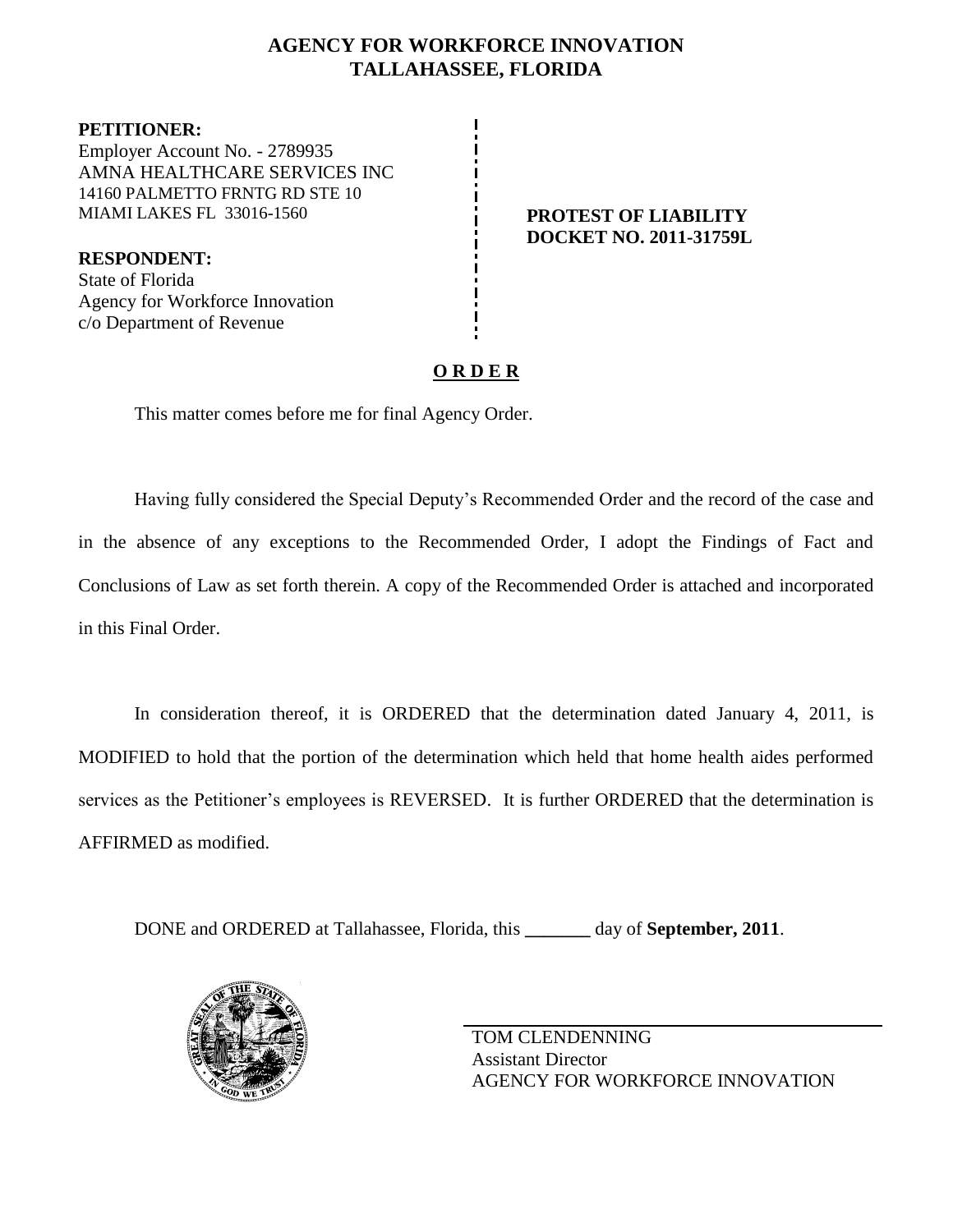# AGENCY FOR WORKFORCE INNOVATION
## TALLAHASSEE, FLORIDA

**PETITIONER:**
Employer Account No. - 2789935
AMNA HEALTHCARE SERVICES INC
14160 PALMETTO FRNTG RD STE 10
MIAMI LAKES FL 33016-1560

**RESPONDENT:**
State of Florida
Agency for Workforce Innovation
c/o Department of Revenue

**PROTEST OF LIABILITY**
**DOCKET NO. 2011-31759L**

**O R D E R**

This matter comes before me for final Agency Order.

Having fully considered the Special Deputy's Recommended Order and the record of the case and in the absence of any exceptions to the Recommended Order, I adopt the Findings of Fact and Conclusions of Law as set forth therein. A copy of the Recommended Order is attached and incorporated in this Final Order.

In consideration thereof, it is ORDERED that the determination dated January 4, 2011, is MODIFIED to hold that the portion of the determination which held that home health aides performed services as the Petitioner's employees is REVERSED. It is further ORDERED that the determination is AFFIRMED as modified.

DONE and ORDERED at Tallahassee, Florida, this _______ day of **September, 2011**.

TOM CLENDENNING
Assistant Director
AGENCY FOR WORKFORCE INNOVATION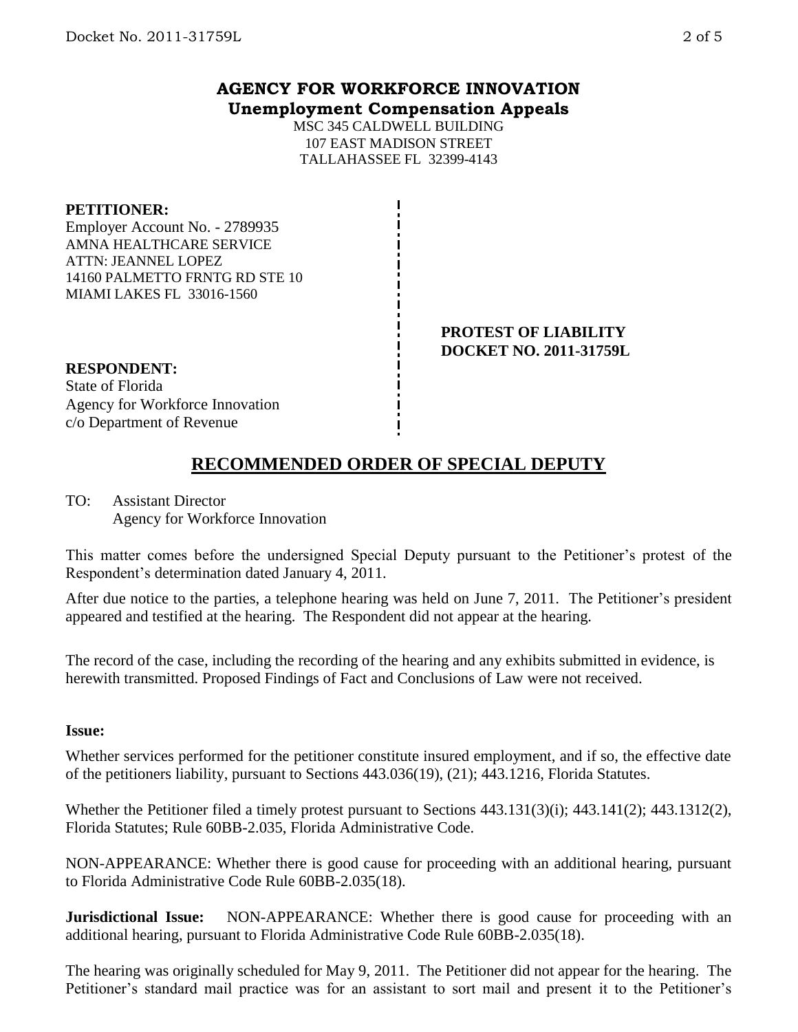# AGENCY FOR WORKFORCE INNOVATION

**Unemployment Compensation Appeals**

MSC 345 CALDWELL BUILDING
107 EAST MADISON STREET
TALLAHASSEE FL 32399-4143

**PETITIONER:**
Employer Account No. - 2789935
AMNA HEALTHCARE SERVICE
ATTN: JEANNEL LOPEZ
14160 PALMETTO FRNTG RD STE 10
MIAMI LAKES FL 33016-1560

**PROTEST OF LIABILITY**
**DOCKET NO. 2011-31759L**

**RESPONDENT:**
State of Florida
Agency for Workforce Innovation
c/o Department of Revenue

## RECOMMENDED ORDER OF SPECIAL DEPUTY

TO: Assistant Director
Agency for Workforce Innovation

This matter comes before the undersigned Special Deputy pursuant to the Petitioner's protest of the Respondent's determination dated January 4, 2011.

After due notice to the parties, a telephone hearing was held on June 7, 2011. The Petitioner's president appeared and testified at the hearing. The Respondent did not appear at the hearing.

The record of the case, including the recording of the hearing and any exhibits submitted in evidence, is herewith transmitted. Proposed Findings of Fact and Conclusions of Law were not received.

**Issue:**

Whether services performed for the petitioner constitute insured employment, and if so, the effective date of the petitioners liability, pursuant to Sections 443.036(19), (21); 443.1216, Florida Statutes.

Whether the Petitioner filed a timely protest pursuant to Sections 443.131(3)(i); 443.141(2); 443.1312(2), Florida Statutes; Rule 60BB-2.035, Florida Administrative Code.

NON-APPEARANCE: Whether there is good cause for proceeding with an additional hearing, pursuant to Florida Administrative Code Rule 60BB-2.035(18).

**Jurisdictional Issue:** NON-APPEARANCE: Whether there is good cause for proceeding with an additional hearing, pursuant to Florida Administrative Code Rule 60BB-2.035(18).

The hearing was originally scheduled for May 9, 2011. The Petitioner did not appear for the hearing. The Petitioner's standard mail practice was for an assistant to sort mail and present it to the Petitioner's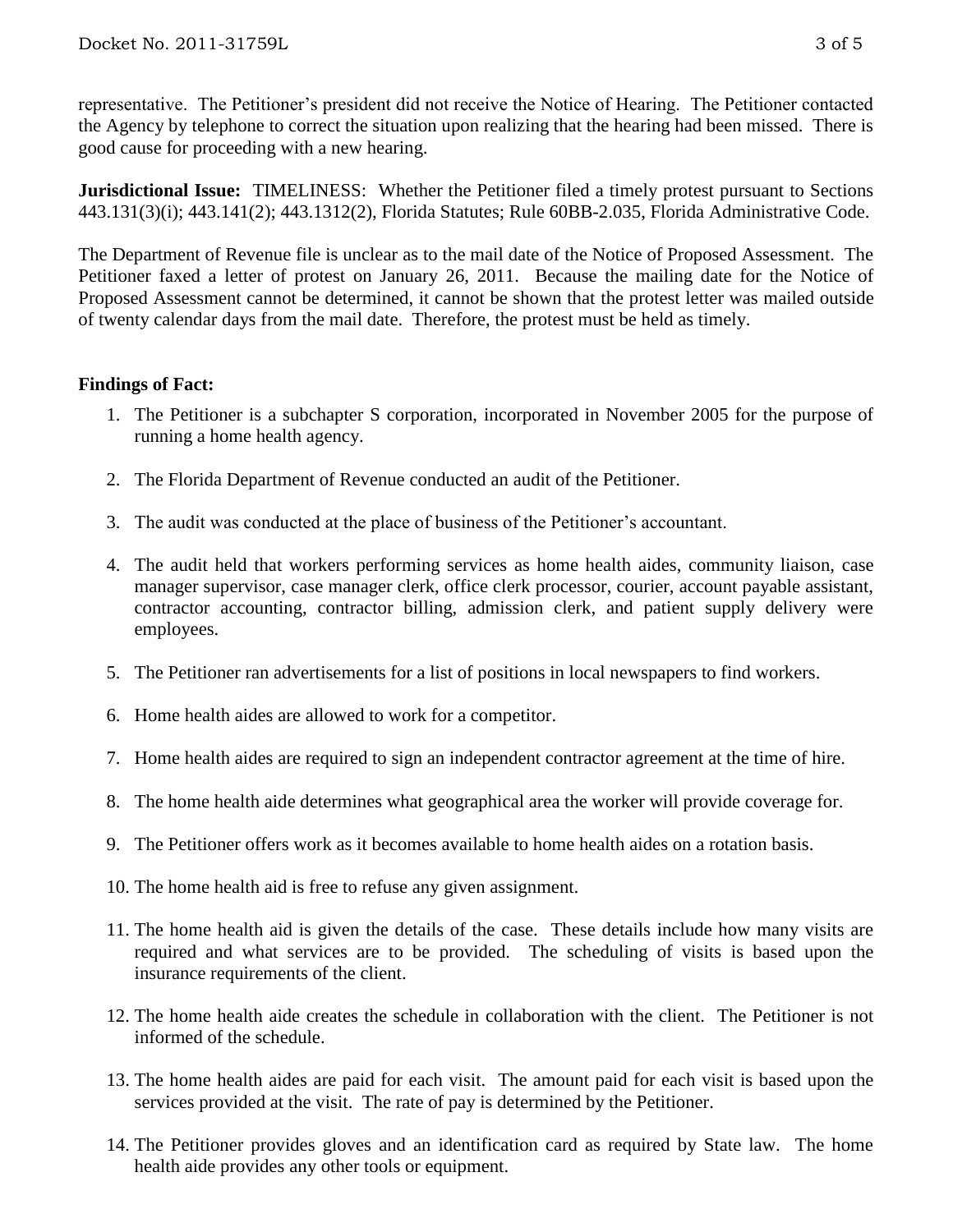representative. The Petitioner's president did not receive the Notice of Hearing. The Petitioner contacted the Agency by telephone to correct the situation upon realizing that the hearing had been missed. There is good cause for proceeding with a new hearing.

**Jurisdictional Issue:** TIMELINESS: Whether the Petitioner filed a timely protest pursuant to Sections 443.131(3)(i); 443.141(2); 443.1312(2), Florida Statutes; Rule 60BB-2.035, Florida Administrative Code.

The Department of Revenue file is unclear as to the mail date of the Notice of Proposed Assessment. The Petitioner faxed a letter of protest on January 26, 2011. Because the mailing date for the Notice of Proposed Assessment cannot be determined, it cannot be shown that the protest letter was mailed outside of twenty calendar days from the mail date. Therefore, the protest must be held as timely.

**Findings of Fact:**

1. The Petitioner is a subchapter S corporation, incorporated in November 2005 for the purpose of running a home health agency.
2. The Florida Department of Revenue conducted an audit of the Petitioner.
3. The audit was conducted at the place of business of the Petitioner's accountant.
4. The audit held that workers performing services as home health aides, community liaison, case manager supervisor, case manager clerk, office clerk processor, courier, account payable assistant, contractor accounting, contractor billing, admission clerk, and patient supply delivery were employees.
5. The Petitioner ran advertisements for a list of positions in local newspapers to find workers.
6. Home health aides are allowed to work for a competitor.
7. Home health aides are required to sign an independent contractor agreement at the time of hire.
8. The home health aide determines what geographical area the worker will provide coverage for.
9. The Petitioner offers work as it becomes available to home health aides on a rotation basis.
10. The home health aid is free to refuse any given assignment.
11. The home health aid is given the details of the case. These details include how many visits are required and what services are to be provided. The scheduling of visits is based upon the insurance requirements of the client.
12. The home health aide creates the schedule in collaboration with the client. The Petitioner is not informed of the schedule.
13. The home health aides are paid for each visit. The amount paid for each visit is based upon the services provided at the visit. The rate of pay is determined by the Petitioner.
14. The Petitioner provides gloves and an identification card as required by State law. The home health aide provides any other tools or equipment.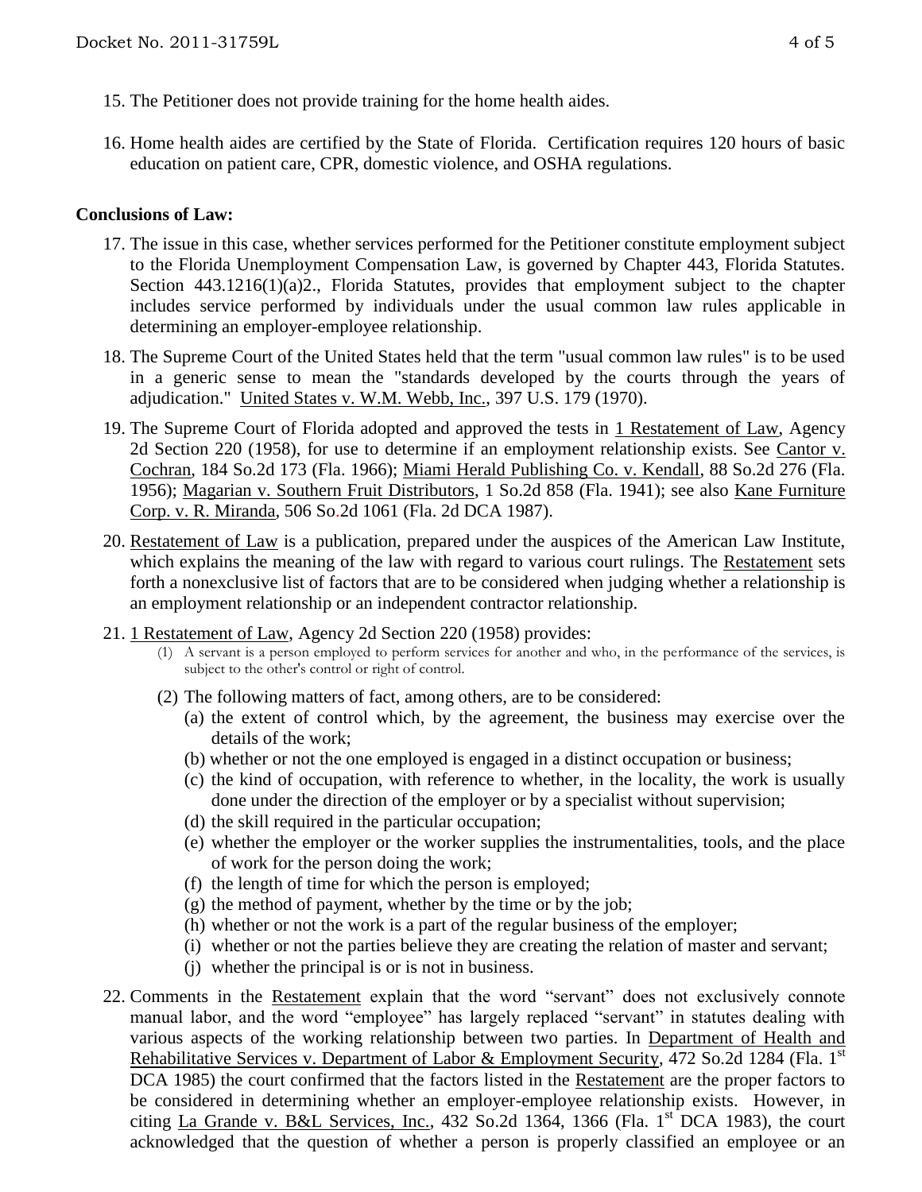15. The Petitioner does not provide training for the home health aides.

16. Home health aides are certified by the State of Florida. Certification requires 120 hours of basic education on patient care, CPR, domestic violence, and OSHA regulations.

**Conclusions of Law:**

17. The issue in this case, whether services performed for the Petitioner constitute employment subject to the Florida Unemployment Compensation Law, is governed by Chapter 443, Florida Statutes. Section 443.1216(1)(a)2., Florida Statutes, provides that employment subject to the chapter includes service performed by individuals under the usual common law rules applicable in determining an employer-employee relationship.

18. The Supreme Court of the United States held that the term "usual common law rules" is to be used in a generic sense to mean the "standards developed by the courts through the years of adjudication." United States v. W.M. Webb, Inc., 397 U.S. 179 (1970).

19. The Supreme Court of Florida adopted and approved the tests in 1 Restatement of Law, Agency 2d Section 220 (1958), for use to determine if an employment relationship exists. See Cantor v. Cochran, 184 So.2d 173 (Fla. 1966); Miami Herald Publishing Co. v. Kendall, 88 So.2d 276 (Fla. 1956); Magarian v. Southern Fruit Distributors, 1 So.2d 858 (Fla. 1941); see also Kane Furniture Corp. v. R. Miranda, 506 So.2d 1061 (Fla. 2d DCA 1987).

20. Restatement of Law is a publication, prepared under the auspices of the American Law Institute, which explains the meaning of the law with regard to various court rulings. The Restatement sets forth a nonexclusive list of factors that are to be considered when judging whether a relationship is an employment relationship or an independent contractor relationship.

21. 1 Restatement of Law, Agency 2d Section 220 (1958) provides:
    (1) A servant is a person employed to perform services for another and who, in the performance of the services, is subject to the other's control or right of control.
    (2) The following matters of fact, among others, are to be considered:
        (a) the extent of control which, by the agreement, the business may exercise over the details of the work;
        (b) whether or not the one employed is engaged in a distinct occupation or business;
        (c) the kind of occupation, with reference to whether, in the locality, the work is usually done under the direction of the employer or by a specialist without supervision;
        (d) the skill required in the particular occupation;
        (e) whether the employer or the worker supplies the instrumentalities, tools, and the place of work for the person doing the work;
        (f) the length of time for which the person is employed;
        (g) the method of payment, whether by the time or by the job;
        (h) whether or not the work is a part of the regular business of the employer;
        (i) whether or not the parties believe they are creating the relation of master and servant;
        (j) whether the principal is or is not in business.

22. Comments in the Restatement explain that the word "servant" does not exclusively connote manual labor, and the word "employee" has largely replaced "servant" in statutes dealing with various aspects of the working relationship between two parties. In Department of Health and Rehabilitative Services v. Department of Labor & Employment Security, 472 So.2d 1284 (Fla. 1st DCA 1985) the court confirmed that the factors listed in the Restatement are the proper factors to be considered in determining whether an employer-employee relationship exists. However, in citing La Grande v. B&L Services, Inc., 432 So.2d 1364, 1366 (Fla. 1st DCA 1983), the court acknowledged that the question of whether a person is properly classified an employee or an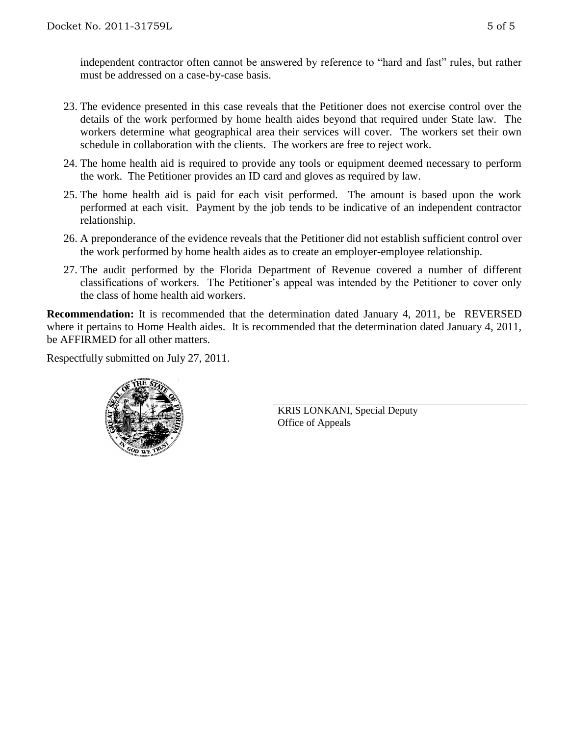independent contractor often cannot be answered by reference to "hard and fast" rules, but rather must be addressed on a case-by-case basis.

23. The evidence presented in this case reveals that the Petitioner does not exercise control over the details of the work performed by home health aides beyond that required under State law. The workers determine what geographical area their services will cover. The workers set their own schedule in collaboration with the clients. The workers are free to reject work.
24. The home health aid is required to provide any tools or equipment deemed necessary to perform the work. The Petitioner provides an ID card and gloves as required by law.
25. The home health aid is paid for each visit performed. The amount is based upon the work performed at each visit. Payment by the job tends to be indicative of an independent contractor relationship.
26. A preponderance of the evidence reveals that the Petitioner did not establish sufficient control over the work performed by home health aides as to create an employer-employee relationship.
27. The audit performed by the Florida Department of Revenue covered a number of different classifications of workers. The Petitioner's appeal was intended by the Petitioner to cover only the class of home health aid workers.

**Recommendation:** It is recommended that the determination dated January 4, 2011, be REVERSED where it pertains to Home Health aides. It is recommended that the determination dated January 4, 2011, be AFFIRMED for all other matters.

Respectfully submitted on July 27, 2011.

KRIS LONKANI, Special Deputy
Office of Appeals